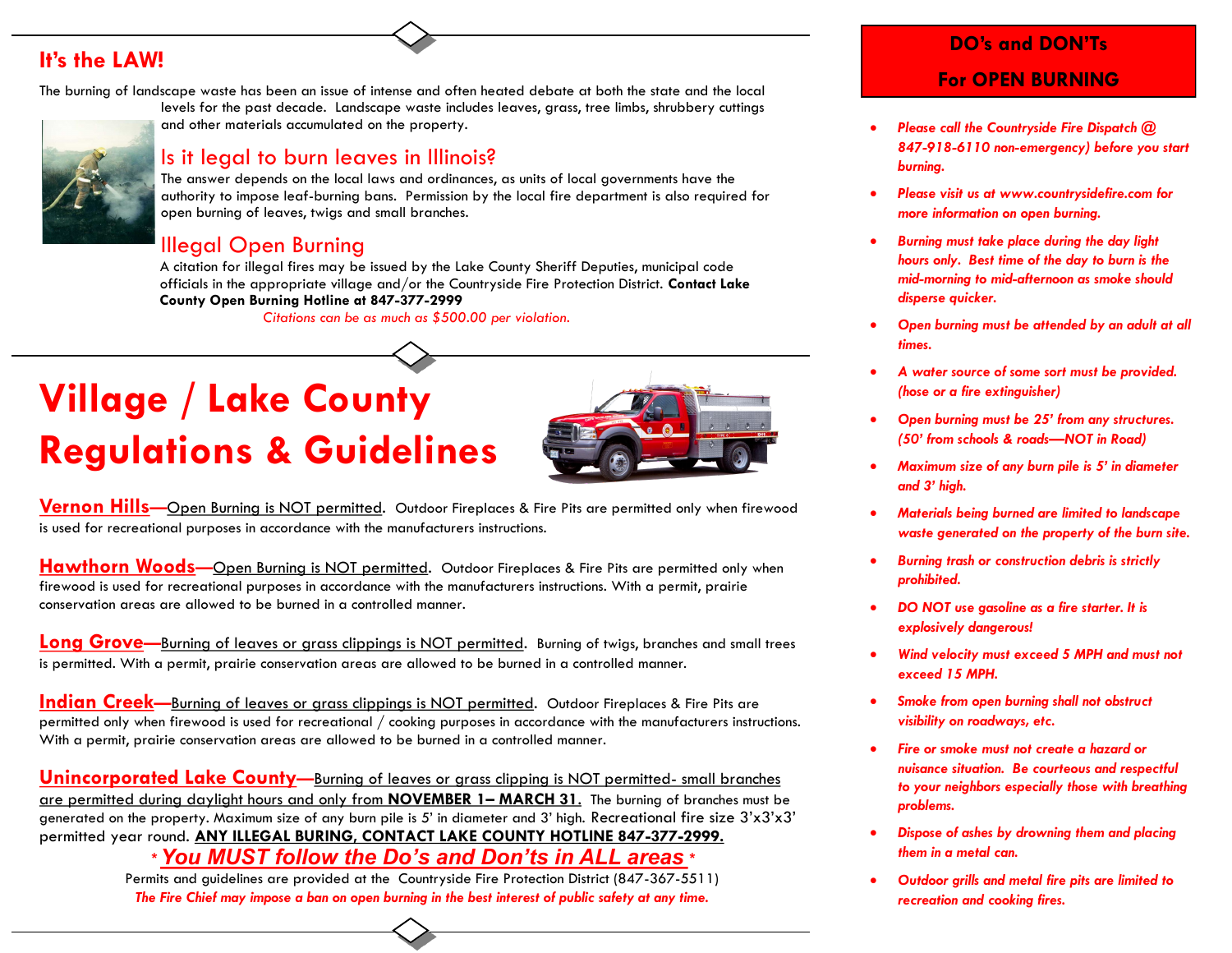## It's the LAW!

The burning of landscape waste has been an issue of intense and often heated debate at both the state and the local levels for the past decade. Landscape waste includes leaves, grass, tree limbs, shrubbery cuttings and other materials accumulated on the property.

### Is it legal to burn leaves in Illinois?

The answer depends on the local laws and ordinances, as units of local governments have the authority to impose leaf-burning bans. Permission by the local fire department is also required for open burning of leaves, twigs and small branches.

### Illegal Open Burning

A citation for illegal fires may be issued by the Lake County Sheriff Deputies, municipal code officials in the appropriate village and/or the Countryside Fire Protection District. **Contact Lake County Open Burning Hotline at 847-377-2999**

*Citations can be as much as $500.00 per violation.*

# Village / Lake County Regulations & Guidelines

**Vernon Hills**—Open Burning is NOT permitted. Outdoor Fireplaces & Fire Pits are permitted only when firewood is used for recreational purposes in accordance with the manufacturers instructions.

**Hawthorn Woods**—Open Burning is NOT permitted. Outdoor Fireplaces & Fire Pits are permitted only when firewood is used for recreational purposes in accordance with the manufacturers instructions. With a permit, prairie conservation areas are allowed to be burned in a controlled manner.

**Long Grove**—Burning of leaves or grass clippings is NOT permitted. Burning of twigs, branches and small trees is permitted. With a permit, prairie conservation areas are allowed to be burned in a controlled manner.

**Indian Creek**—Burning of leaves or grass clippings is NOT permitted. Outdoor Fireplaces & Fire Pits are permitted only when firewood is used for recreational / cooking purposes in accordance with the manufacturers instructions. With a permit, prairie conservation areas are allowed to be burned in a controlled manner.

**Unincorporated Lake County**—Burning of leaves or grass clipping is NOT permitted- small branches are permitted during daylight hours and only from **NOVEMBER 1– MARCH 31.** The burning of branches must be generated on the property. Maximum size of any burn pile is 5' in diameter and 3' high. Recreational fire size 3'x3'x3' permitted year round. **ANY ILLEGAL BURING, CONTACT LAKE COUNTY HOTLINE 847-377-2999.**

***\* You MUST follow the Do's and Don'ts in ALL areas \****

Permits and guidelines are provided at the Countryside Fire Protection District (847-367-5511)

*The Fire Chief may impose a ban on open burning in the best interest of public safety at any time.*

## DO's and DON'Ts For OPEN BURNING

- *Please call the Countryside Fire Dispatch @ 847-918-6110 non-emergency) before you start burning.*
- *Please visit us at www.countrysidefire.com for more information on open burning.*
- *Burning must take place during the day light hours only. Best time of the day to burn is the mid-morning to mid-afternoon as smoke should disperse quicker.*
- *Open burning must be attended by an adult at all times.*
- *A water source of some sort must be provided. (hose or a fire extinguisher)*
- *Open burning must be 25' from any structures. (50' from schools & roads—NOT in Road)*
- *Maximum size of any burn pile is 5' in diameter and 3' high.*
- *Materials being burned are limited to landscape waste generated on the property of the burn site.*
- *Burning trash or construction debris is strictly prohibited.*
- *DO NOT use gasoline as a fire starter. It is explosively dangerous!*
- *Wind velocity must exceed 5 MPH and must not exceed 15 MPH.*
- *Smoke from open burning shall not obstruct visibility on roadways, etc.*
- *Fire or smoke must not create a hazard or nuisance situation. Be courteous and respectful to your neighbors especially those with breathing problems.*
- *Dispose of ashes by drowning them and placing them in a metal can.*
- *Outdoor grills and metal fire pits are limited to recreation and cooking fires.*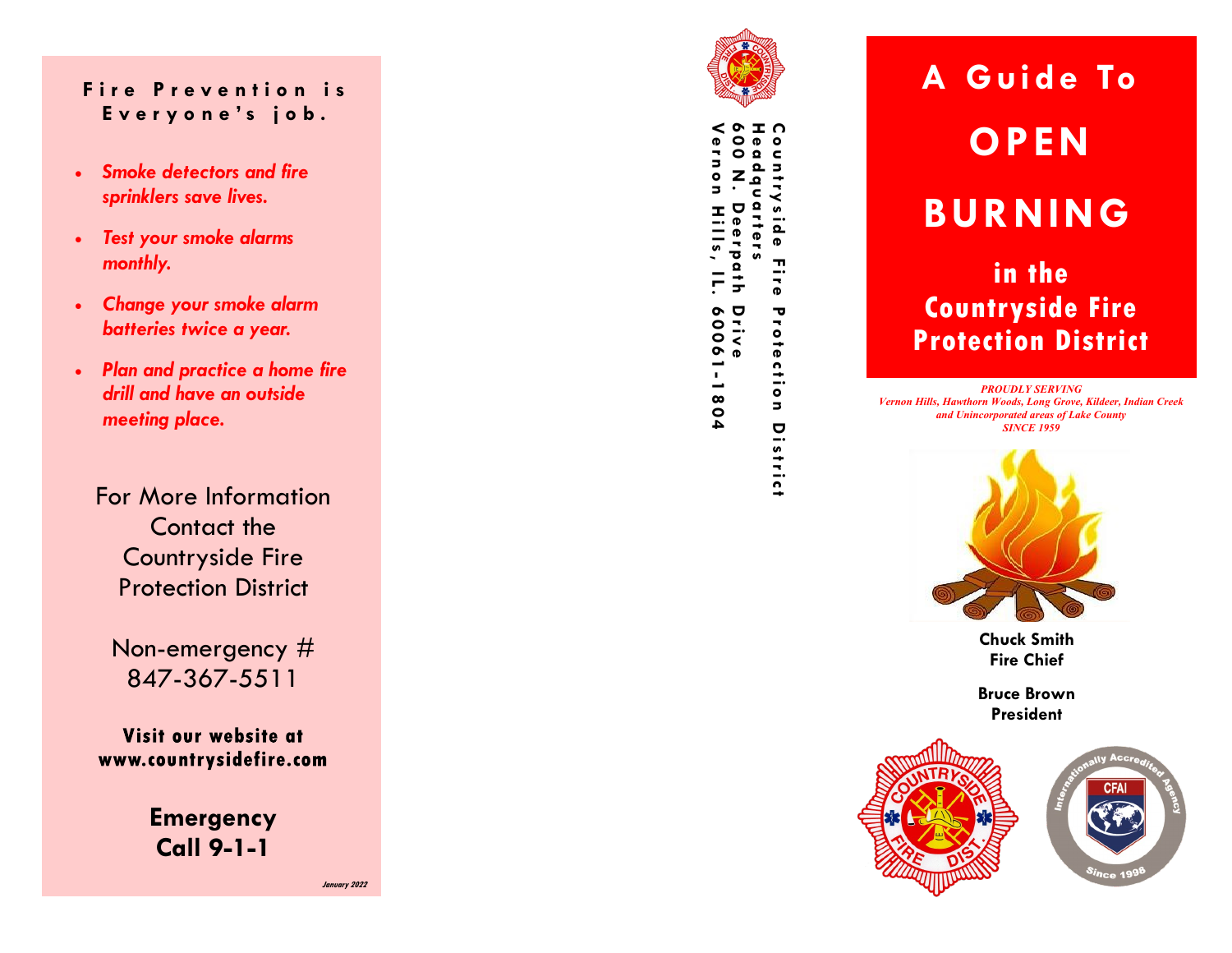**Fire Prevention is Everyone's job.**

- *Smoke detectors and fire sprinklers save lives.*
- *Test your smoke alarms monthly.*
- *Change your smoke alarm batteries twice a year.*
- *Plan and practice a home fire drill and have an outside meeting place.*

For More Information Contact the Countryside Fire Protection District

Non-emergency #
847-367-5511

**Visit our website at www.countrysidefire.com**

**Emergency**
**Call 9-1-1**

*January 2022*

**Countryside Fire Protection District**
**Headquarters**
**600 N. Deerpath Drive**
**Vernon Hills, IL. 60061-1804**

# A Guide To OPEN BURNING

## in the Countryside Fire Protection District

*PROUDLY SERVING*
*Vernon Hills, Hawthorn Woods, Long Grove, Kildeer, Indian Creek and Unincorporated areas of Lake County*
*SINCE 1959*

**Chuck Smith**
**Fire Chief**

**Bruce Brown**
**President**